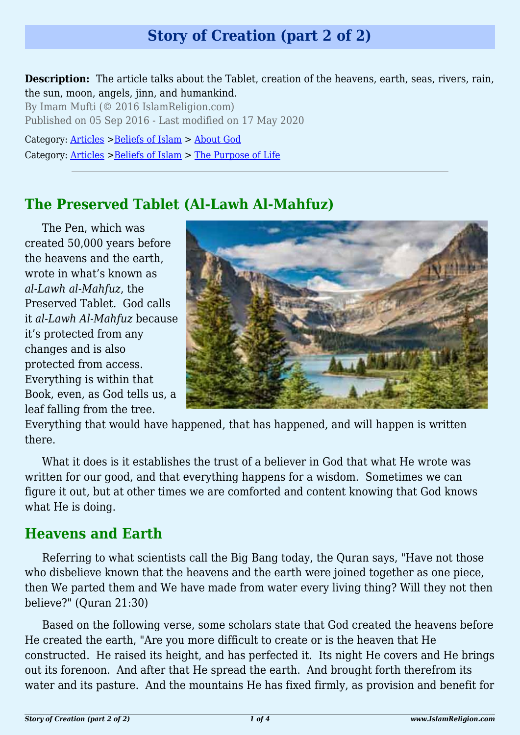# Story of Creation (part 2 of 2)

**Description:** The article talks about the Tablet, creation of the heavens, earth, seas, rivers, rain, the sun, moon, angels, jinn, and humankind.

By Imam Mufti (© 2016 IslamReligion.com)

Published on 05 Sep 2016 - Last modified on 17 May 2020

Category: Articles >Beliefs of Islam > About God

Category: Articles >Beliefs of Islam > The Purpose of Life

---

## The Preserved Tablet (Al-Lawh Al-Mahfuz)

The Pen, which was created 50,000 years before the heavens and the earth, wrote in what's known as *al-Lawh al-Mahfuz*, the Preserved Tablet. God calls it *al-Lawh Al-Mahfuz* because it's protected from any changes and is also protected from access. Everything is within that Book, even, as God tells us, a leaf falling from the tree. Everything that would have happened, that has happened, and will happen is written there.

What it does is it establishes the trust of a believer in God that what He wrote was written for our good, and that everything happens for a wisdom. Sometimes we can figure it out, but at other times we are comforted and content knowing that God knows what He is doing.

## Heavens and Earth

Referring to what scientists call the Big Bang today, the Quran says, "Have not those who disbelieve known that the heavens and the earth were joined together as one piece, then We parted them and We have made from water every living thing? Will they not then believe?" (Quran 21:30)

Based on the following verse, some scholars state that God created the heavens before He created the earth, "Are you more difficult to create or is the heaven that He constructed. He raised its height, and has perfected it. Its night He covers and He brings out its forenoon. And after that He spread the earth. And brought forth therefrom its water and its pasture. And the mountains He has fixed firmly, as provision and benefit for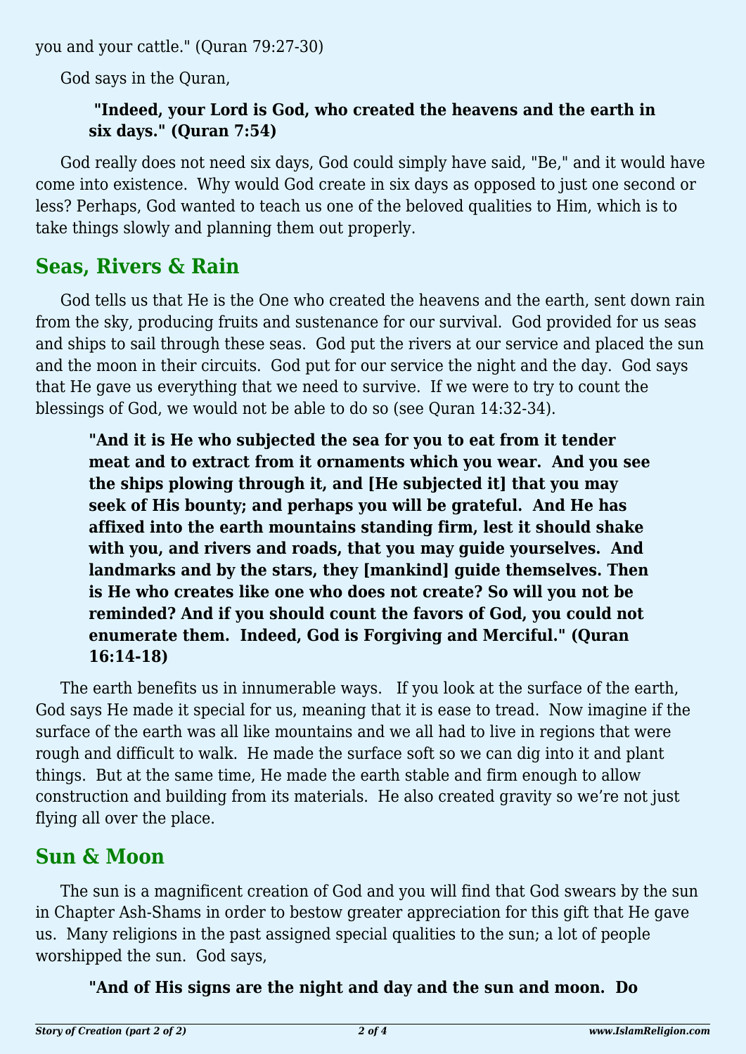you and your cattle." (Quran 79:27-30)

God says in the Quran,

> **"Indeed, your Lord is God, who created the heavens and the earth in six days." (Quran 7:54)**

God really does not need six days, God could simply have said, "Be," and it would have come into existence. Why would God create in six days as opposed to just one second or less? Perhaps, God wanted to teach us one of the beloved qualities to Him, which is to take things slowly and planning them out properly.

## Seas, Rivers & Rain

God tells us that He is the One who created the heavens and the earth, sent down rain from the sky, producing fruits and sustenance for our survival. God provided for us seas and ships to sail through these seas. God put the rivers at our service and placed the sun and the moon in their circuits. God put for our service the night and the day. God says that He gave us everything that we need to survive. If we were to try to count the blessings of God, we would not be able to do so (see Quran 14:32-34).

> **"And it is He who subjected the sea for you to eat from it tender meat and to extract from it ornaments which you wear. And you see the ships plowing through it, and [He subjected it] that you may seek of His bounty; and perhaps you will be grateful. And He has affixed into the earth mountains standing firm, lest it should shake with you, and rivers and roads, that you may guide yourselves. And landmarks and by the stars, they [mankind] guide themselves. Then is He who creates like one who does not create? So will you not be reminded? And if you should count the favors of God, you could not enumerate them. Indeed, God is Forgiving and Merciful." (Quran 16:14-18)**

The earth benefits us in innumerable ways. If you look at the surface of the earth, God says He made it special for us, meaning that it is ease to tread. Now imagine if the surface of the earth was all like mountains and we all had to live in regions that were rough and difficult to walk. He made the surface soft so we can dig into it and plant things. But at the same time, He made the earth stable and firm enough to allow construction and building from its materials. He also created gravity so we're not just flying all over the place.

## Sun & Moon

The sun is a magnificent creation of God and you will find that God swears by the sun in Chapter Ash-Shams in order to bestow greater appreciation for this gift that He gave us. Many religions in the past assigned special qualities to the sun; a lot of people worshipped the sun. God says,

> **"And of His signs are the night and day and the sun and moon. Do**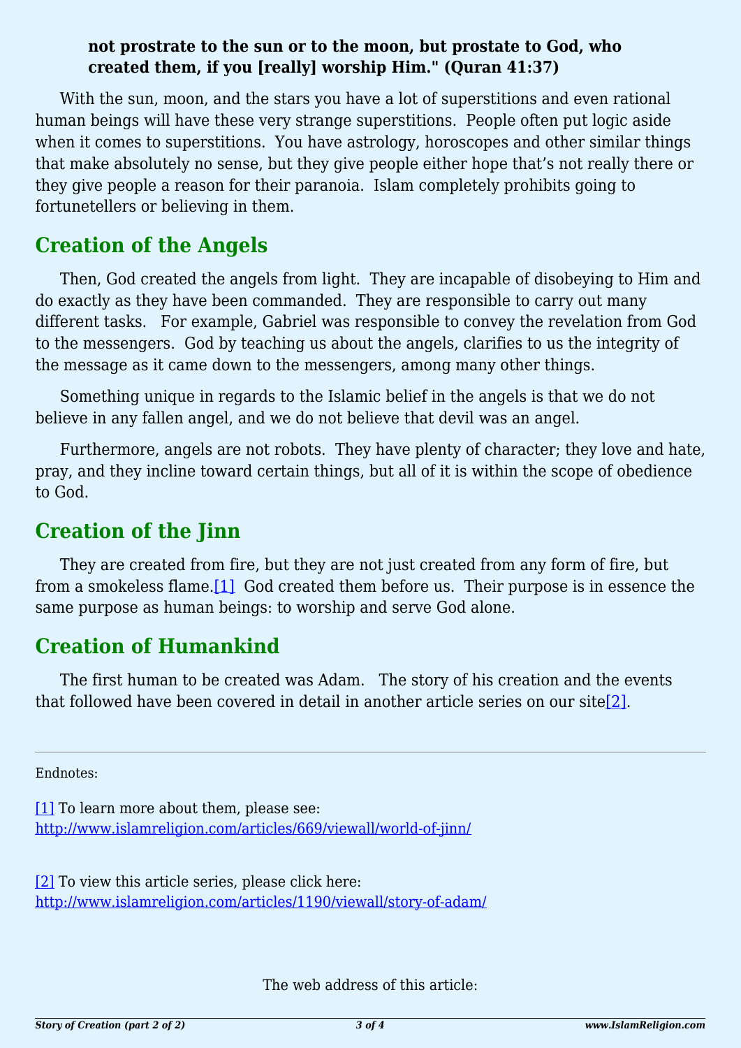**not prostrate to the sun or to the moon, but prostate to God, who created them, if you [really] worship Him." (Quran 41:37)**

With the sun, moon, and the stars you have a lot of superstitions and even rational human beings will have these very strange superstitions. People often put logic aside when it comes to superstitions. You have astrology, horoscopes and other similar things that make absolutely no sense, but they give people either hope that's not really there or they give people a reason for their paranoia. Islam completely prohibits going to fortunetellers or believing in them.

## Creation of the Angels

Then, God created the angels from light. They are incapable of disobeying to Him and do exactly as they have been commanded. They are responsible to carry out many different tasks. For example, Gabriel was responsible to convey the revelation from God to the messengers. God by teaching us about the angels, clarifies to us the integrity of the message as it came down to the messengers, among many other things.

Something unique in regards to the Islamic belief in the angels is that we do not believe in any fallen angel, and we do not believe that devil was an angel.

Furthermore, angels are not robots. They have plenty of character; they love and hate, pray, and they incline toward certain things, but all of it is within the scope of obedience to God.

## Creation of the Jinn

They are created from fire, but they are not just created from any form of fire, but from a smokeless flame.[1] God created them before us. Their purpose is in essence the same purpose as human beings: to worship and serve God alone.

## Creation of Humankind

The first human to be created was Adam. The story of his creation and the events that followed have been covered in detail in another article series on our site[2].

---

Endnotes:

[1] To learn more about them, please see: http://www.islamreligion.com/articles/669/viewall/world-of-jinn/

[2] To view this article series, please click here: http://www.islamreligion.com/articles/1190/viewall/story-of-adam/

The web address of this article: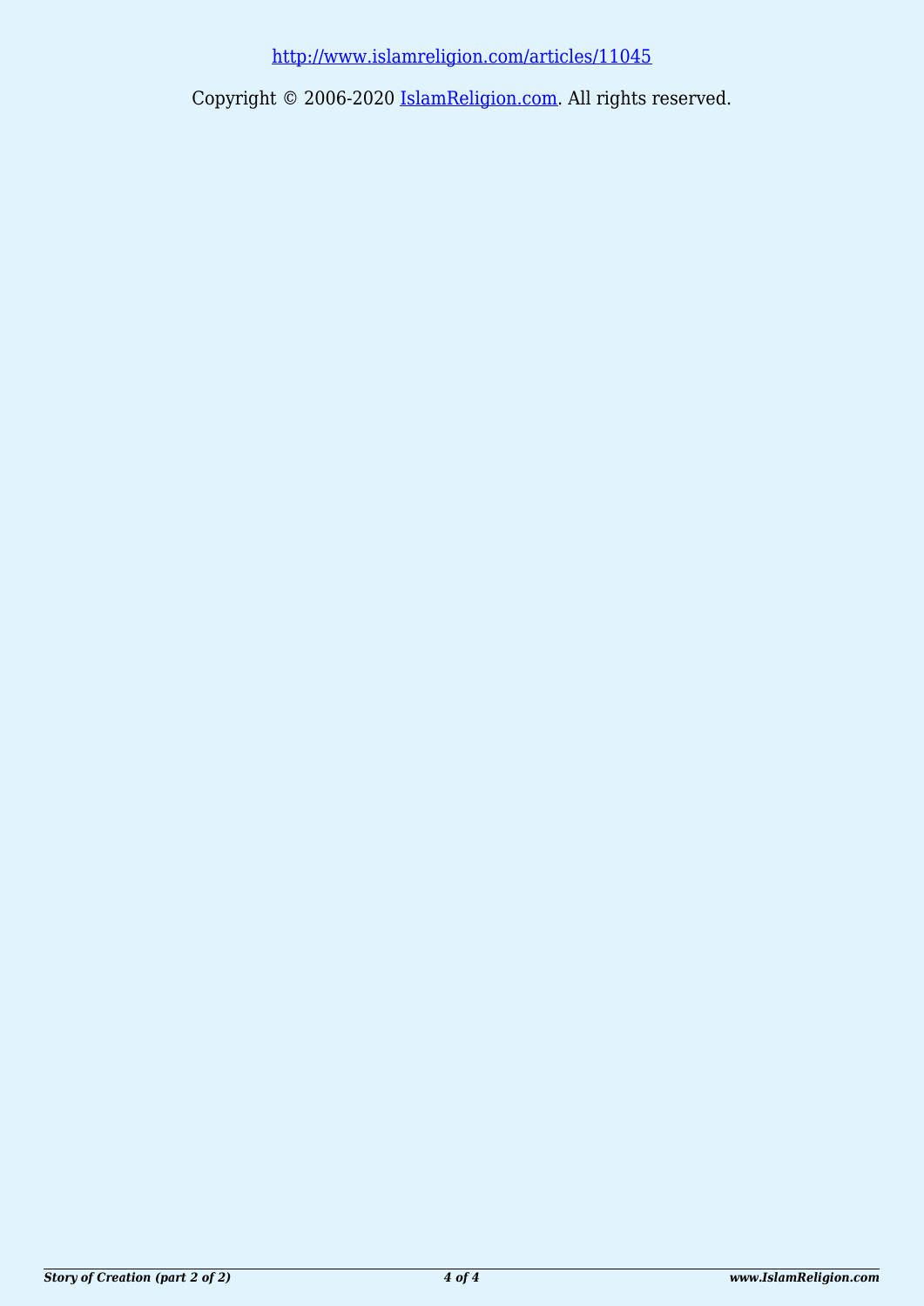http://www.islamreligion.com/articles/11045

Copyright © 2006-2020 IslamReligion.com. All rights reserved.